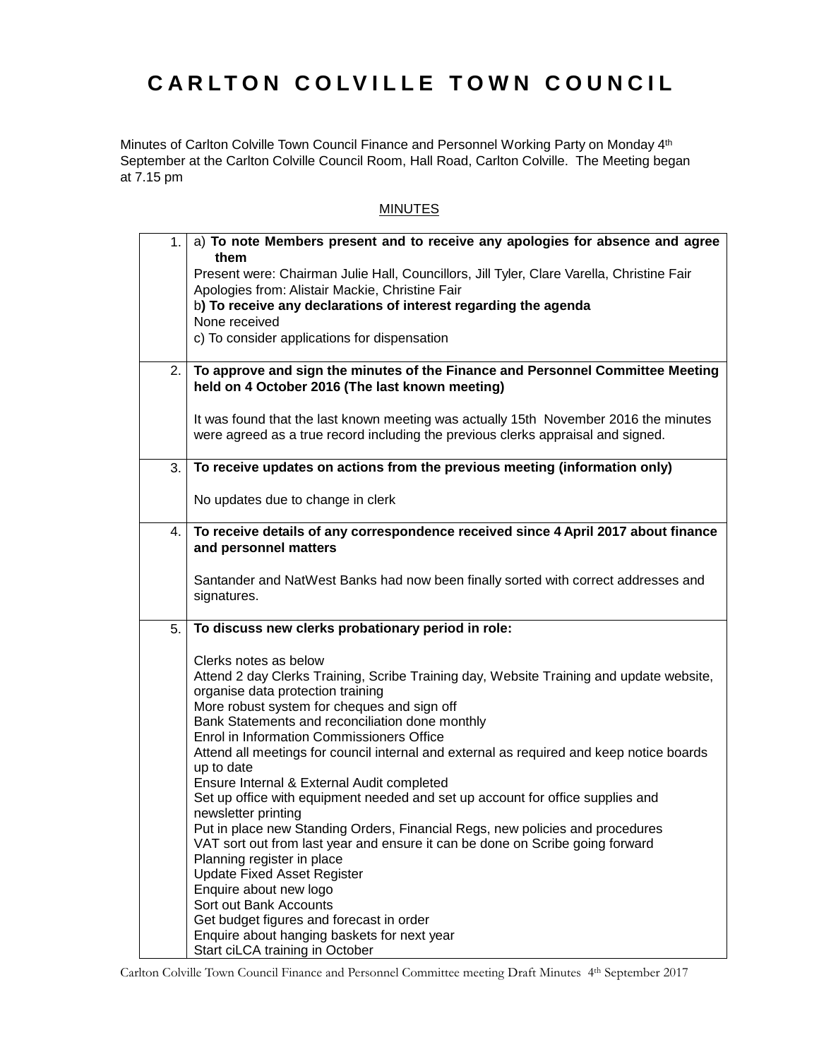# CARLTON COLVILLE TOWN COUNCIL

Minutes of Carlton Colville Town Council Finance and Personnel Working Party on Monday 4th September at the Carlton Colville Council Room, Hall Road, Carlton Colville. The Meeting began at 7.15 pm

MINUTES

| | |
|---|---|
| 1. | a) **To note Members present and to receive any apologies for absence and agree them**<br>Present were: Chairman Julie Hall, Councillors, Jill Tyler, Clare Varella, Christine Fair<br>Apologies from: Alistair Mackie, Christine Fair<br>b**) To receive any declarations of interest regarding the agenda**<br>None received<br>c) To consider applications for dispensation |
| 2. | **To approve and sign the minutes of the Finance and Personnel Committee Meeting held on 4 October 2016 (The last known meeting)**<br><br>It was found that the last known meeting was actually 15th November 2016 the minutes were agreed as a true record including the previous clerks appraisal and signed. |
| 3. | **To receive updates on actions from the previous meeting (information only)**<br><br>No updates due to change in clerk |
| 4. | **To receive details of any correspondence received since 4 April 2017 about finance and personnel matters**<br><br>Santander and NatWest Banks had now been finally sorted with correct addresses and signatures. |
| 5. | **To discuss new clerks probationary period in role:**<br><br>Clerks notes as below<br>Attend 2 day Clerks Training, Scribe Training day, Website Training and update website, organise data protection training<br>More robust system for cheques and sign off<br>Bank Statements and reconciliation done monthly<br>Enrol in Information Commissioners Office<br>Attend all meetings for council internal and external as required and keep notice boards up to date<br>Ensure Internal & External Audit completed<br>Set up office with equipment needed and set up account for office supplies and newsletter printing<br>Put in place new Standing Orders, Financial Regs, new policies and procedures<br>VAT sort out from last year and ensure it can be done on Scribe going forward<br>Planning register in place<br>Update Fixed Asset Register<br>Enquire about new logo<br>Sort out Bank Accounts<br>Get budget figures and forecast in order<br>Enquire about hanging baskets for next year<br>Start ciLCA training in October |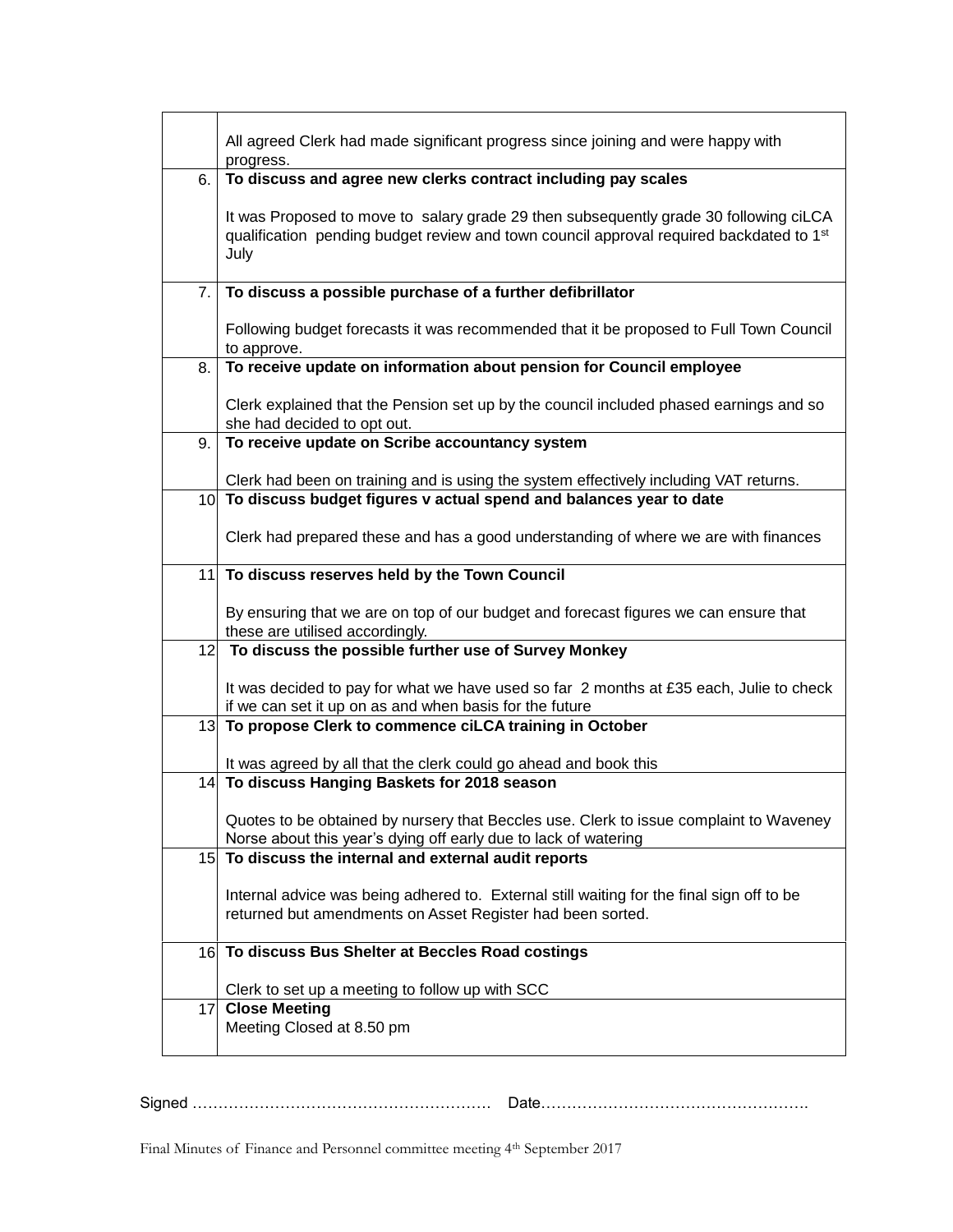| | |
|---|---|
| | All agreed Clerk had made significant progress since joining and were happy with progress. |
| 6. | **To discuss and agree new clerks contract including pay scales**<br><br>It was Proposed to move to salary grade 29 then subsequently grade 30 following ciLCA qualification pending budget review and town council approval required backdated to 1st July |
| 7. | **To discuss a possible purchase of a further defibrillator**<br><br>Following budget forecasts it was recommended that it be proposed to Full Town Council to approve. |
| 8. | **To receive update on information about pension for Council employee**<br><br>Clerk explained that the Pension set up by the council included phased earnings and so she had decided to opt out. |
| 9. | **To receive update on Scribe accountancy system**<br><br>Clerk had been on training and is using the system effectively including VAT returns. |
| 10 | **To discuss budget figures v actual spend and balances year to date**<br><br>Clerk had prepared these and has a good understanding of where we are with finances |
| 11 | **To discuss reserves held by the Town Council**<br><br>By ensuring that we are on top of our budget and forecast figures we can ensure that these are utilised accordingly. |
| 12 | **To discuss the possible further use of Survey Monkey**<br><br>It was decided to pay for what we have used so far 2 months at £35 each, Julie to check if we can set it up on as and when basis for the future |
| 13 | **To propose Clerk to commence ciLCA training in October**<br><br>It was agreed by all that the clerk could go ahead and book this |
| 14 | **To discuss Hanging Baskets for 2018 season**<br><br>Quotes to be obtained by nursery that Beccles use. Clerk to issue complaint to Waveney Norse about this year's dying off early due to lack of watering |
| 15 | **To discuss the internal and external audit reports**<br><br>Internal advice was being adhered to. External still waiting for the final sign off to be returned but amendments on Asset Register had been sorted. |
| 16 | **To discuss Bus Shelter at Beccles Road costings**<br><br>Clerk to set up a meeting to follow up with SCC |
| 17 | **Close Meeting**<br>Meeting Closed at 8.50 pm |

Signed …………………………………………………. Date…………………………………………….

Final Minutes of Finance and Personnel committee meeting 4th September 2017